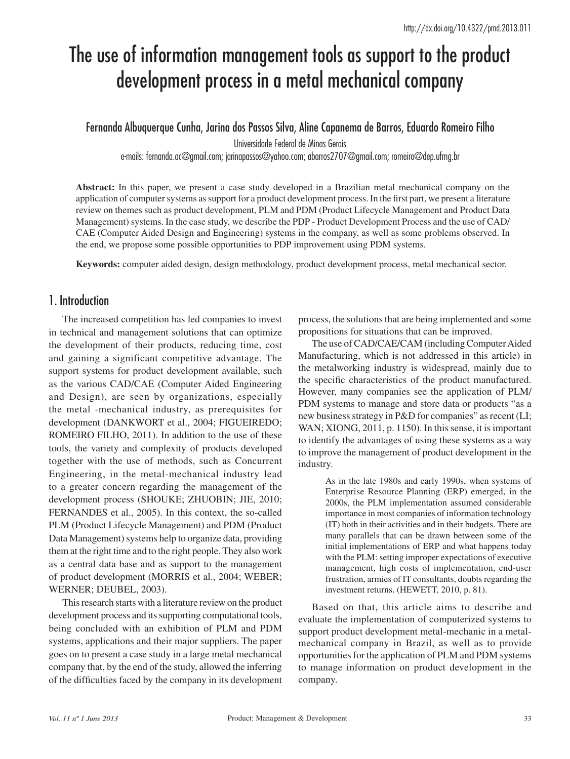http://dx.doi.org/10.4322/pmd.2013.011

# The use of information management tools as support to the product development process in a metal mechanical company

Fernanda Albuquerque Cunha, Jarina dos Passos Silva, Aline Capanema de Barros, Eduardo Romeiro Filho

Universidade Federal de Minas Gerais

e-mails: fernanda.ac@gmail.com; jarinapassos@yahoo.com; abarros2707@gmail.com; romeiro@dep.ufmg.br

**Abstract:** In this paper, we present a case study developed in a Brazilian metal mechanical company on the application of computer systems as support for a product development process. In the first part, we present a literature review on themes such as product development, PLM and PDM (Product Lifecycle Management and Product Data Management) systems. In the case study, we describe the PDP - Product Development Process and the use of CAD/CAE (Computer Aided Design and Engineering) systems in the company, as well as some problems observed. In the end, we propose some possible opportunities to PDP improvement using PDM systems.

**Keywords:** computer aided design, design methodology, product development process, metal mechanical sector.

## 1. Introduction

The increased competition has led companies to invest in technical and management solutions that can optimize the development of their products, reducing time, cost and gaining a significant competitive advantage. The support systems for product development available, such as the various CAD/CAE (Computer Aided Engineering and Design), are seen by organizations, especially the metal -mechanical industry, as prerequisites for development (DANKWORT et al., 2004; FIGUEIREDO; ROMEIRO FILHO, 2011). In addition to the use of these tools, the variety and complexity of products developed together with the use of methods, such as Concurrent Engineering, in the metal-mechanical industry lead to a greater concern regarding the management of the development process (SHOUKE; ZHUOBIN; JIE, 2010; FERNANDES et al., 2005). In this context, the so-called PLM (Product Lifecycle Management) and PDM (Product Data Management) systems help to organize data, providing them at the right time and to the right people. They also work as a central data base and as support to the management of product development (MORRIS et al., 2004; WEBER; WERNER; DEUBEL, 2003).

This research starts with a literature review on the product development process and its supporting computational tools, being concluded with an exhibition of PLM and PDM systems, applications and their major suppliers. The paper goes on to present a case study in a large metal mechanical company that, by the end of the study, allowed the inferring of the difficulties faced by the company in its development process, the solutions that are being implemented and some propositions for situations that can be improved.

The use of CAD/CAE/CAM (including Computer Aided Manufacturing, which is not addressed in this article) in the metalworking industry is widespread, mainly due to the specific characteristics of the product manufactured. However, many companies see the application of PLM/PDM systems to manage and store data or products "as a new business strategy in P&D for companies" as recent (LI; WAN; XIONG, 2011, p. 1150). In this sense, it is important to identify the advantages of using these systems as a way to improve the management of product development in the industry.

> As in the late 1980s and early 1990s, when systems of Enterprise Resource Planning (ERP) emerged, in the 2000s, the PLM implementation assumed considerable importance in most companies of information technology (IT) both in their activities and in their budgets. There are many parallels that can be drawn between some of the initial implementations of ERP and what happens today with the PLM: setting improper expectations of executive management, high costs of implementation, end-user frustration, armies of IT consultants, doubts regarding the investment returns. (HEWETT, 2010, p. 81).

Based on that, this article aims to describe and evaluate the implementation of computerized systems to support product development metal-mechanic in a metal-mechanical company in Brazil, as well as to provide opportunities for the application of PLM and PDM systems to manage information on product development in the company.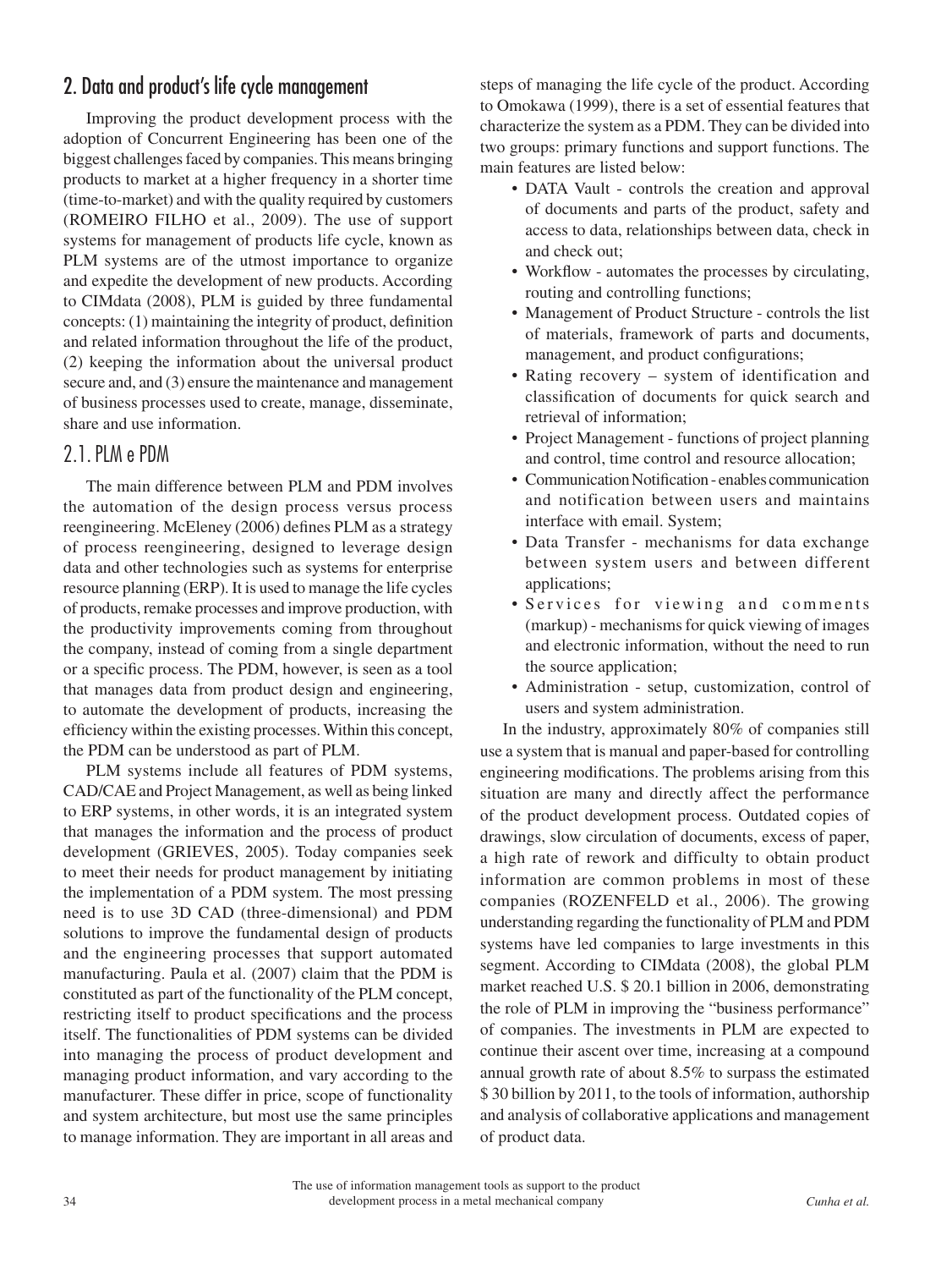## 2. Data and product's life cycle management

Improving the product development process with the adoption of Concurrent Engineering has been one of the biggest challenges faced by companies. This means bringing products to market at a higher frequency in a shorter time (time-to-market) and with the quality required by customers (ROMEIRO FILHO et al., 2009). The use of support systems for management of products life cycle, known as PLM systems are of the utmost importance to organize and expedite the development of new products. According to CIMdata (2008), PLM is guided by three fundamental concepts: (1) maintaining the integrity of product, definition and related information throughout the life of the product, (2) keeping the information about the universal product secure and, and (3) ensure the maintenance and management of business processes used to create, manage, disseminate, share and use information.

### 2.1. PLM e PDM

The main difference between PLM and PDM involves the automation of the design process versus process reengineering. McEleney (2006) defines PLM as a strategy of process reengineering, designed to leverage design data and other technologies such as systems for enterprise resource planning (ERP). It is used to manage the life cycles of products, remake processes and improve production, with the productivity improvements coming from throughout the company, instead of coming from a single department or a specific process. The PDM, however, is seen as a tool that manages data from product design and engineering, to automate the development of products, increasing the efficiency within the existing processes. Within this concept, the PDM can be understood as part of PLM.

PLM systems include all features of PDM systems, CAD/CAE and Project Management, as well as being linked to ERP systems, in other words, it is an integrated system that manages the information and the process of product development (GRIEVES, 2005). Today companies seek to meet their needs for product management by initiating the implementation of a PDM system. The most pressing need is to use 3D CAD (three-dimensional) and PDM solutions to improve the fundamental design of products and the engineering processes that support automated manufacturing. Paula et al. (2007) claim that the PDM is constituted as part of the functionality of the PLM concept, restricting itself to product specifications and the process itself. The functionalities of PDM systems can be divided into managing the process of product development and managing product information, and vary according to the manufacturer. These differ in price, scope of functionality and system architecture, but most use the same principles to manage information. They are important in all areas and steps of managing the life cycle of the product. According to Omokawa (1999), there is a set of essential features that characterize the system as a PDM. They can be divided into two groups: primary functions and support functions. The main features are listed below:

- DATA Vault - controls the creation and approval of documents and parts of the product, safety and access to data, relationships between data, check in and check out;
- Workflow - automates the processes by circulating, routing and controlling functions;
- Management of Product Structure - controls the list of materials, framework of parts and documents, management, and product configurations;
- Rating recovery – system of identification and classification of documents for quick search and retrieval of information;
- Project Management - functions of project planning and control, time control and resource allocation;
- Communication Notification - enables communication and notification between users and maintains interface with email. System;
- Data Transfer - mechanisms for data exchange between system users and between different applications;
- Services for viewing and comments (markup) - mechanisms for quick viewing of images and electronic information, without the need to run the source application;
- Administration - setup, customization, control of users and system administration.

In the industry, approximately 80% of companies still use a system that is manual and paper-based for controlling engineering modifications. The problems arising from this situation are many and directly affect the performance of the product development process. Outdated copies of drawings, slow circulation of documents, excess of paper, a high rate of rework and difficulty to obtain product information are common problems in most of these companies (ROZENFELD et al., 2006). The growing understanding regarding the functionality of PLM and PDM systems have led companies to large investments in this segment. According to CIMdata (2008), the global PLM market reached U.S. $ 20.1 billion in 2006, demonstrating the role of PLM in improving the "business performance" of companies. The investments in PLM are expected to continue their ascent over time, increasing at a compound annual growth rate of about 8.5% to surpass the estimated $ 30 billion by 2011, to the tools of information, authorship and analysis of collaborative applications and management of product data.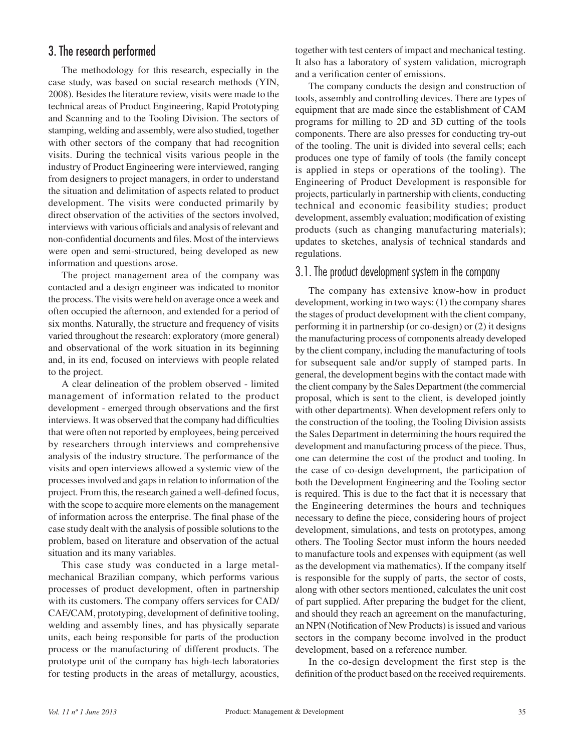## 3. The research performed

The methodology for this research, especially in the case study, was based on social research methods (YIN, 2008). Besides the literature review, visits were made to the technical areas of Product Engineering, Rapid Prototyping and Scanning and to the Tooling Division. The sectors of stamping, welding and assembly, were also studied, together with other sectors of the company that had recognition visits. During the technical visits various people in the industry of Product Engineering were interviewed, ranging from designers to project managers, in order to understand the situation and delimitation of aspects related to product development. The visits were conducted primarily by direct observation of the activities of the sectors involved, interviews with various officials and analysis of relevant and non-confidential documents and files. Most of the interviews were open and semi-structured, being developed as new information and questions arose.

The project management area of the company was contacted and a design engineer was indicated to monitor the process. The visits were held on average once a week and often occupied the afternoon, and extended for a period of six months. Naturally, the structure and frequency of visits varied throughout the research: exploratory (more general) and observational of the work situation in its beginning and, in its end, focused on interviews with people related to the project.

A clear delineation of the problem observed - limited management of information related to the product development - emerged through observations and the first interviews. It was observed that the company had difficulties that were often not reported by employees, being perceived by researchers through interviews and comprehensive analysis of the industry structure. The performance of the visits and open interviews allowed a systemic view of the processes involved and gaps in relation to information of the project. From this, the research gained a well-defined focus, with the scope to acquire more elements on the management of information across the enterprise. The final phase of the case study dealt with the analysis of possible solutions to the problem, based on literature and observation of the actual situation and its many variables.

This case study was conducted in a large metal-mechanical Brazilian company, which performs various processes of product development, often in partnership with its customers. The company offers services for CAD/CAE/CAM, prototyping, development of definitive tooling, welding and assembly lines, and has physically separate units, each being responsible for parts of the production process or the manufacturing of different products. The prototype unit of the company has high-tech laboratories for testing products in the areas of metallurgy, acoustics, together with test centers of impact and mechanical testing. It also has a laboratory of system validation, micrograph and a verification center of emissions.

The company conducts the design and construction of tools, assembly and controlling devices. There are types of equipment that are made since the establishment of CAM programs for milling to 2D and 3D cutting of the tools components. There are also presses for conducting try-out of the tooling. The unit is divided into several cells; each produces one type of family of tools (the family concept is applied in steps or operations of the tooling). The Engineering of Product Development is responsible for projects, particularly in partnership with clients, conducting technical and economic feasibility studies; product development, assembly evaluation; modification of existing products (such as changing manufacturing materials); updates to sketches, analysis of technical standards and regulations.

### 3.1. The product development system in the company

The company has extensive know-how in product development, working in two ways: (1) the company shares the stages of product development with the client company, performing it in partnership (or co-design) or (2) it designs the manufacturing process of components already developed by the client company, including the manufacturing of tools for subsequent sale and/or supply of stamped parts. In general, the development begins with the contact made with the client company by the Sales Department (the commercial proposal, which is sent to the client, is developed jointly with other departments). When development refers only to the construction of the tooling, the Tooling Division assists the Sales Department in determining the hours required the development and manufacturing process of the piece. Thus, one can determine the cost of the product and tooling. In the case of co-design development, the participation of both the Development Engineering and the Tooling sector is required. This is due to the fact that it is necessary that the Engineering determines the hours and techniques necessary to define the piece, considering hours of project development, simulations, and tests on prototypes, among others. The Tooling Sector must inform the hours needed to manufacture tools and expenses with equipment (as well as the development via mathematics). If the company itself is responsible for the supply of parts, the sector of costs, along with other sectors mentioned, calculates the unit cost of part supplied. After preparing the budget for the client, and should they reach an agreement on the manufacturing, an NPN (Notification of New Products) is issued and various sectors in the company become involved in the product development, based on a reference number.

In the co-design development the first step is the definition of the product based on the received requirements.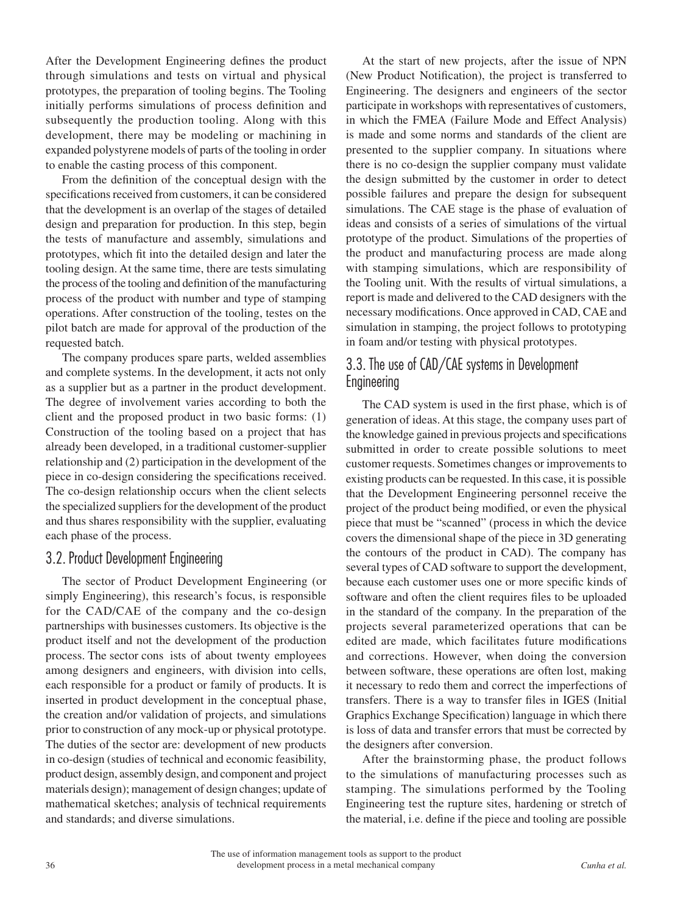After the Development Engineering defines the product through simulations and tests on virtual and physical prototypes, the preparation of tooling begins. The Tooling initially performs simulations of process definition and subsequently the production tooling. Along with this development, there may be modeling or machining in expanded polystyrene models of parts of the tooling in order to enable the casting process of this component.

From the definition of the conceptual design with the specifications received from customers, it can be considered that the development is an overlap of the stages of detailed design and preparation for production. In this step, begin the tests of manufacture and assembly, simulations and prototypes, which fit into the detailed design and later the tooling design. At the same time, there are tests simulating the process of the tooling and definition of the manufacturing process of the product with number and type of stamping operations. After construction of the tooling, testes on the pilot batch are made for approval of the production of the requested batch.

The company produces spare parts, welded assemblies and complete systems. In the development, it acts not only as a supplier but as a partner in the product development. The degree of involvement varies according to both the client and the proposed product in two basic forms: (1) Construction of the tooling based on a project that has already been developed, in a traditional customer-supplier relationship and (2) participation in the development of the piece in co-design considering the specifications received. The co-design relationship occurs when the client selects the specialized suppliers for the development of the product and thus shares responsibility with the supplier, evaluating each phase of the process.

## 3.2. Product Development Engineering

The sector of Product Development Engineering (or simply Engineering), this research's focus, is responsible for the CAD/CAE of the company and the co-design partnerships with businesses customers. Its objective is the product itself and not the development of the production process. The sector cons ists of about twenty employees among designers and engineers, with division into cells, each responsible for a product or family of products. It is inserted in product development in the conceptual phase, the creation and/or validation of projects, and simulations prior to construction of any mock-up or physical prototype. The duties of the sector are: development of new products in co-design (studies of technical and economic feasibility, product design, assembly design, and component and project materials design); management of design changes; update of mathematical sketches; analysis of technical requirements and standards; and diverse simulations.

At the start of new projects, after the issue of NPN (New Product Notification), the project is transferred to Engineering. The designers and engineers of the sector participate in workshops with representatives of customers, in which the FMEA (Failure Mode and Effect Analysis) is made and some norms and standards of the client are presented to the supplier company. In situations where there is no co-design the supplier company must validate the design submitted by the customer in order to detect possible failures and prepare the design for subsequent simulations. The CAE stage is the phase of evaluation of ideas and consists of a series of simulations of the virtual prototype of the product. Simulations of the properties of the product and manufacturing process are made along with stamping simulations, which are responsibility of the Tooling unit. With the results of virtual simulations, a report is made and delivered to the CAD designers with the necessary modifications. Once approved in CAD, CAE and simulation in stamping, the project follows to prototyping in foam and/or testing with physical prototypes.

## 3.3. The use of CAD/CAE systems in Development Engineering

The CAD system is used in the first phase, which is of generation of ideas. At this stage, the company uses part of the knowledge gained in previous projects and specifications submitted in order to create possible solutions to meet customer requests. Sometimes changes or improvements to existing products can be requested. In this case, it is possible that the Development Engineering personnel receive the project of the product being modified, or even the physical piece that must be "scanned" (process in which the device covers the dimensional shape of the piece in 3D generating the contours of the product in CAD). The company has several types of CAD software to support the development, because each customer uses one or more specific kinds of software and often the client requires files to be uploaded in the standard of the company. In the preparation of the projects several parameterized operations that can be edited are made, which facilitates future modifications and corrections. However, when doing the conversion between software, these operations are often lost, making it necessary to redo them and correct the imperfections of transfers. There is a way to transfer files in IGES (Initial Graphics Exchange Specification) language in which there is loss of data and transfer errors that must be corrected by the designers after conversion.

After the brainstorming phase, the product follows to the simulations of manufacturing processes such as stamping. The simulations performed by the Tooling Engineering test the rupture sites, hardening or stretch of the material, i.e. define if the piece and tooling are possible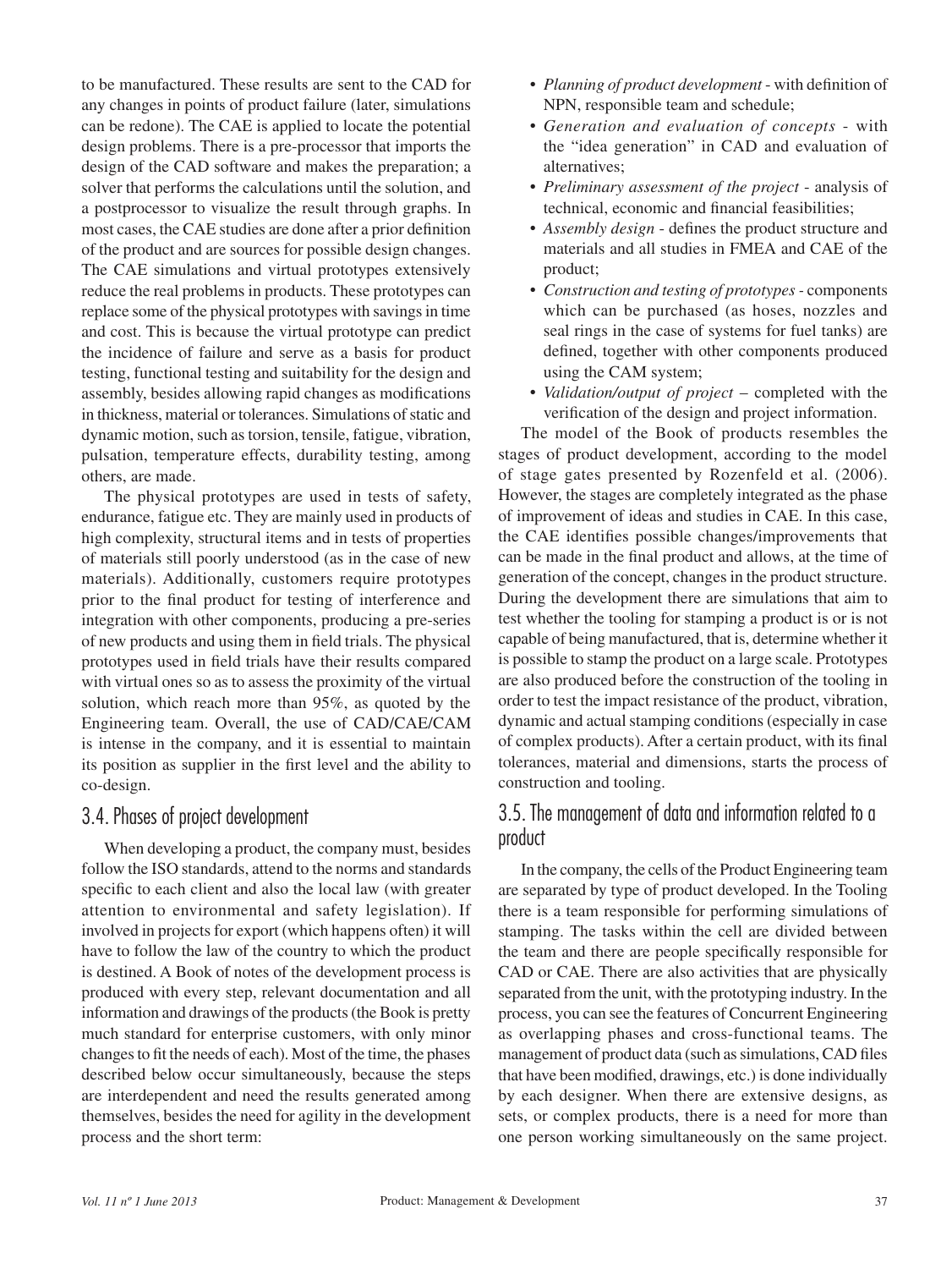to be manufactured. These results are sent to the CAD for any changes in points of product failure (later, simulations can be redone). The CAE is applied to locate the potential design problems. There is a pre-processor that imports the design of the CAD software and makes the preparation; a solver that performs the calculations until the solution, and a postprocessor to visualize the result through graphs. In most cases, the CAE studies are done after a prior definition of the product and are sources for possible design changes. The CAE simulations and virtual prototypes extensively reduce the real problems in products. These prototypes can replace some of the physical prototypes with savings in time and cost. This is because the virtual prototype can predict the incidence of failure and serve as a basis for product testing, functional testing and suitability for the design and assembly, besides allowing rapid changes as modifications in thickness, material or tolerances. Simulations of static and dynamic motion, such as torsion, tensile, fatigue, vibration, pulsation, temperature effects, durability testing, among others, are made.

The physical prototypes are used in tests of safety, endurance, fatigue etc. They are mainly used in products of high complexity, structural items and in tests of properties of materials still poorly understood (as in the case of new materials). Additionally, customers require prototypes prior to the final product for testing of interference and integration with other components, producing a pre-series of new products and using them in field trials. The physical prototypes used in field trials have their results compared with virtual ones so as to assess the proximity of the virtual solution, which reach more than 95%, as quoted by the Engineering team. Overall, the use of CAD/CAE/CAM is intense in the company, and it is essential to maintain its position as supplier in the first level and the ability to co-design.

## 3.4. Phases of project development

When developing a product, the company must, besides follow the ISO standards, attend to the norms and standards specific to each client and also the local law (with greater attention to environmental and safety legislation). If involved in projects for export (which happens often) it will have to follow the law of the country to which the product is destined. A Book of notes of the development process is produced with every step, relevant documentation and all information and drawings of the products (the Book is pretty much standard for enterprise customers, with only minor changes to fit the needs of each). Most of the time, the phases described below occur simultaneously, because the steps are interdependent and need the results generated among themselves, besides the need for agility in the development process and the short term:

- *Planning of product development* - with definition of NPN, responsible team and schedule;
- *Generation and evaluation of concepts* - with the "idea generation" in CAD and evaluation of alternatives;
- *Preliminary assessment of the project* - analysis of technical, economic and financial feasibilities;
- *Assembly design* - defines the product structure and materials and all studies in FMEA and CAE of the product;
- *Construction and testing of prototypes* - components which can be purchased (as hoses, nozzles and seal rings in the case of systems for fuel tanks) are defined, together with other components produced using the CAM system;
- *Validation/output of project* – completed with the verification of the design and project information.

The model of the Book of products resembles the stages of product development, according to the model of stage gates presented by Rozenfeld et al. (2006). However, the stages are completely integrated as the phase of improvement of ideas and studies in CAE. In this case, the CAE identifies possible changes/improvements that can be made in the final product and allows, at the time of generation of the concept, changes in the product structure. During the development there are simulations that aim to test whether the tooling for stamping a product is or is not capable of being manufactured, that is, determine whether it is possible to stamp the product on a large scale. Prototypes are also produced before the construction of the tooling in order to test the impact resistance of the product, vibration, dynamic and actual stamping conditions (especially in case of complex products). After a certain product, with its final tolerances, material and dimensions, starts the process of construction and tooling.

## 3.5. The management of data and information related to a product

In the company, the cells of the Product Engineering team are separated by type of product developed. In the Tooling there is a team responsible for performing simulations of stamping. The tasks within the cell are divided between the team and there are people specifically responsible for CAD or CAE. There are also activities that are physically separated from the unit, with the prototyping industry. In the process, you can see the features of Concurrent Engineering as overlapping phases and cross-functional teams. The management of product data (such as simulations, CAD files that have been modified, drawings, etc.) is done individually by each designer. When there are extensive designs, as sets, or complex products, there is a need for more than one person working simultaneously on the same project.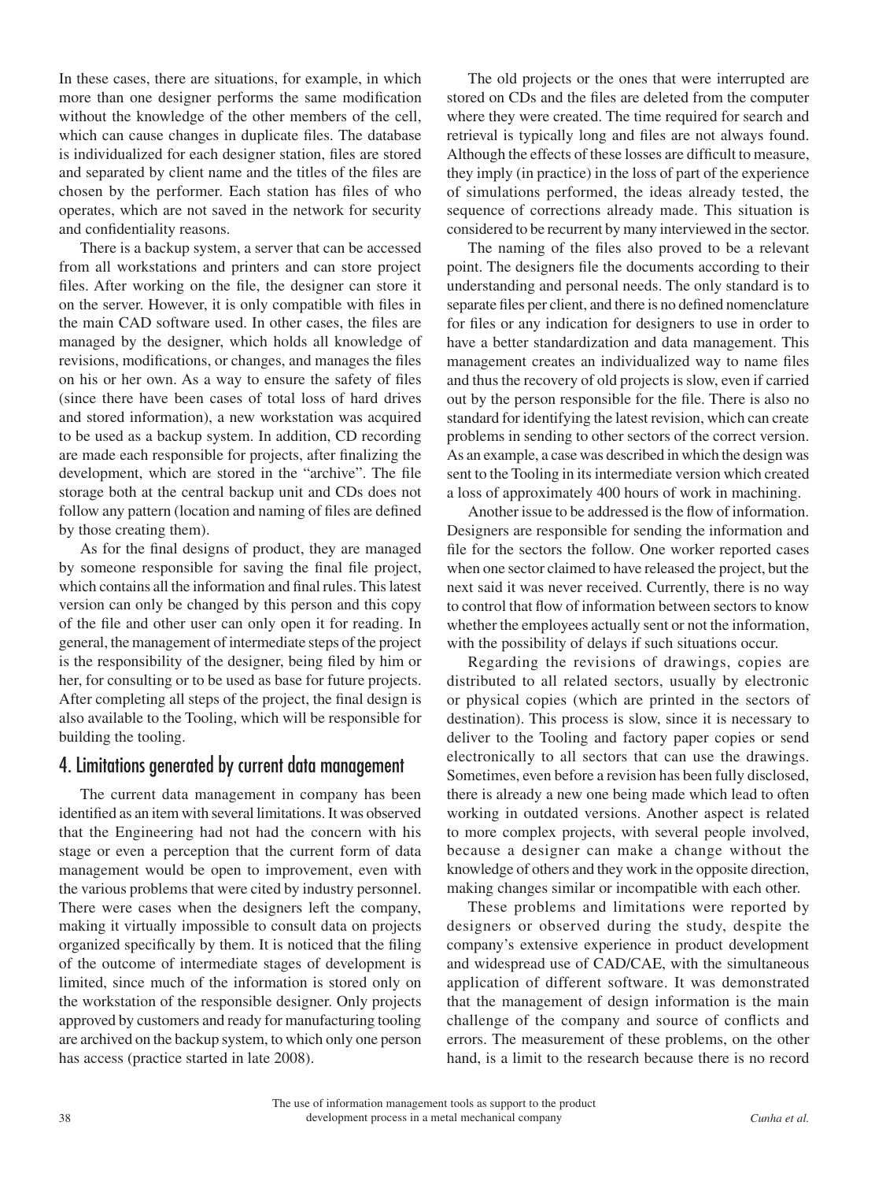In these cases, there are situations, for example, in which more than one designer performs the same modification without the knowledge of the other members of the cell, which can cause changes in duplicate files. The database is individualized for each designer station, files are stored and separated by client name and the titles of the files are chosen by the performer. Each station has files of who operates, which are not saved in the network for security and confidentiality reasons.

There is a backup system, a server that can be accessed from all workstations and printers and can store project files. After working on the file, the designer can store it on the server. However, it is only compatible with files in the main CAD software used. In other cases, the files are managed by the designer, which holds all knowledge of revisions, modifications, or changes, and manages the files on his or her own. As a way to ensure the safety of files (since there have been cases of total loss of hard drives and stored information), a new workstation was acquired to be used as a backup system. In addition, CD recording are made each responsible for projects, after finalizing the development, which are stored in the "archive". The file storage both at the central backup unit and CDs does not follow any pattern (location and naming of files are defined by those creating them).

As for the final designs of product, they are managed by someone responsible for saving the final file project, which contains all the information and final rules. This latest version can only be changed by this person and this copy of the file and other user can only open it for reading. In general, the management of intermediate steps of the project is the responsibility of the designer, being filed by him or her, for consulting or to be used as base for future projects. After completing all steps of the project, the final design is also available to the Tooling, which will be responsible for building the tooling.

## 4. Limitations generated by current data management

The current data management in company has been identified as an item with several limitations. It was observed that the Engineering had not had the concern with his stage or even a perception that the current form of data management would be open to improvement, even with the various problems that were cited by industry personnel. There were cases when the designers left the company, making it virtually impossible to consult data on projects organized specifically by them. It is noticed that the filing of the outcome of intermediate stages of development is limited, since much of the information is stored only on the workstation of the responsible designer. Only projects approved by customers and ready for manufacturing tooling are archived on the backup system, to which only one person has access (practice started in late 2008).

The old projects or the ones that were interrupted are stored on CDs and the files are deleted from the computer where they were created. The time required for search and retrieval is typically long and files are not always found. Although the effects of these losses are difficult to measure, they imply (in practice) in the loss of part of the experience of simulations performed, the ideas already tested, the sequence of corrections already made. This situation is considered to be recurrent by many interviewed in the sector.

The naming of the files also proved to be a relevant point. The designers file the documents according to their understanding and personal needs. The only standard is to separate files per client, and there is no defined nomenclature for files or any indication for designers to use in order to have a better standardization and data management. This management creates an individualized way to name files and thus the recovery of old projects is slow, even if carried out by the person responsible for the file. There is also no standard for identifying the latest revision, which can create problems in sending to other sectors of the correct version. As an example, a case was described in which the design was sent to the Tooling in its intermediate version which created a loss of approximately 400 hours of work in machining.

Another issue to be addressed is the flow of information. Designers are responsible for sending the information and file for the sectors the follow. One worker reported cases when one sector claimed to have released the project, but the next said it was never received. Currently, there is no way to control that flow of information between sectors to know whether the employees actually sent or not the information, with the possibility of delays if such situations occur.

Regarding the revisions of drawings, copies are distributed to all related sectors, usually by electronic or physical copies (which are printed in the sectors of destination). This process is slow, since it is necessary to deliver to the Tooling and factory paper copies or send electronically to all sectors that can use the drawings. Sometimes, even before a revision has been fully disclosed, there is already a new one being made which lead to often working in outdated versions. Another aspect is related to more complex projects, with several people involved, because a designer can make a change without the knowledge of others and they work in the opposite direction, making changes similar or incompatible with each other.

These problems and limitations were reported by designers or observed during the study, despite the company's extensive experience in product development and widespread use of CAD/CAE, with the simultaneous application of different software. It was demonstrated that the management of design information is the main challenge of the company and source of conflicts and errors. The measurement of these problems, on the other hand, is a limit to the research because there is no record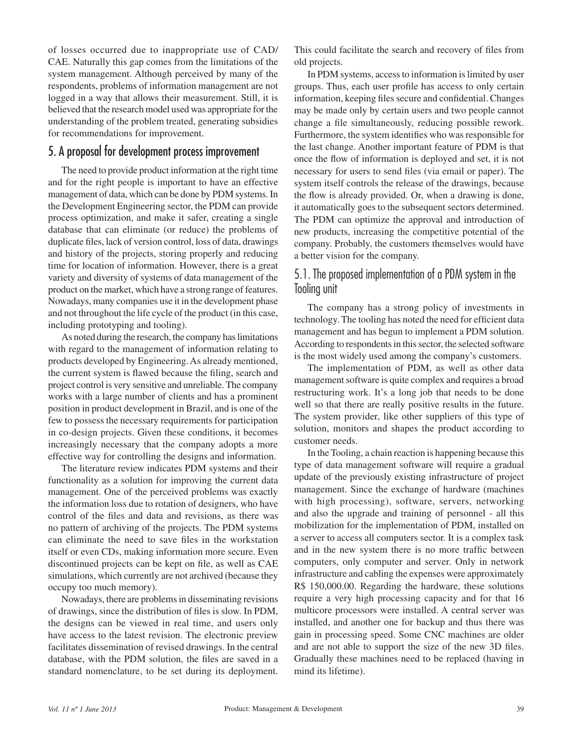of losses occurred due to inappropriate use of CAD/CAE. Naturally this gap comes from the limitations of the system management. Although perceived by many of the respondents, problems of information management are not logged in a way that allows their measurement. Still, it is believed that the research model used was appropriate for the understanding of the problem treated, generating subsidies for recommendations for improvement.

## 5. A proposal for development process improvement

The need to provide product information at the right time and for the right people is important to have an effective management of data, which can be done by PDM systems. In the Development Engineering sector, the PDM can provide process optimization, and make it safer, creating a single database that can eliminate (or reduce) the problems of duplicate files, lack of version control, loss of data, drawings and history of the projects, storing properly and reducing time for location of information. However, there is a great variety and diversity of systems of data management of the product on the market, which have a strong range of features. Nowadays, many companies use it in the development phase and not throughout the life cycle of the product (in this case, including prototyping and tooling).

As noted during the research, the company has limitations with regard to the management of information relating to products developed by Engineering. As already mentioned, the current system is flawed because the filing, search and project control is very sensitive and unreliable. The company works with a large number of clients and has a prominent position in product development in Brazil, and is one of the few to possess the necessary requirements for participation in co-design projects. Given these conditions, it becomes increasingly necessary that the company adopts a more effective way for controlling the designs and information.

The literature review indicates PDM systems and their functionality as a solution for improving the current data management. One of the perceived problems was exactly the information loss due to rotation of designers, who have control of the files and data and revisions, as there was no pattern of archiving of the projects. The PDM systems can eliminate the need to save files in the workstation itself or even CDs, making information more secure. Even discontinued projects can be kept on file, as well as CAE simulations, which currently are not archived (because they occupy too much memory).

Nowadays, there are problems in disseminating revisions of drawings, since the distribution of files is slow. In PDM, the designs can be viewed in real time, and users only have access to the latest revision. The electronic preview facilitates dissemination of revised drawings. In the central database, with the PDM solution, the files are saved in a standard nomenclature, to be set during its deployment. This could facilitate the search and recovery of files from old projects.

In PDM systems, access to information is limited by user groups. Thus, each user profile has access to only certain information, keeping files secure and confidential. Changes may be made only by certain users and two people cannot change a file simultaneously, reducing possible rework. Furthermore, the system identifies who was responsible for the last change. Another important feature of PDM is that once the flow of information is deployed and set, it is not necessary for users to send files (via email or paper). The system itself controls the release of the drawings, because the flow is already provided. Or, when a drawing is done, it automatically goes to the subsequent sectors determined. The PDM can optimize the approval and introduction of new products, increasing the competitive potential of the company. Probably, the customers themselves would have a better vision for the company.

### 5.1. The proposed implementation of a PDM system in the Tooling unit

The company has a strong policy of investments in technology. The tooling has noted the need for efficient data management and has begun to implement a PDM solution. According to respondents in this sector, the selected software is the most widely used among the company's customers.

The implementation of PDM, as well as other data management software is quite complex and requires a broad restructuring work. It's a long job that needs to be done well so that there are really positive results in the future. The system provider, like other suppliers of this type of solution, monitors and shapes the product according to customer needs.

In the Tooling, a chain reaction is happening because this type of data management software will require a gradual update of the previously existing infrastructure of project management. Since the exchange of hardware (machines with high processing), software, servers, networking and also the upgrade and training of personnel - all this mobilization for the implementation of PDM, installed on a server to access all computers sector. It is a complex task and in the new system there is no more traffic between computers, only computer and server. Only in network infrastructure and cabling the expenses were approximately R$ 150,000.00. Regarding the hardware, these solutions require a very high processing capacity and for that 16 multicore processors were installed. A central server was installed, and another one for backup and thus there was gain in processing speed. Some CNC machines are older and are not able to support the size of the new 3D files. Gradually these machines need to be replaced (having in mind its lifetime).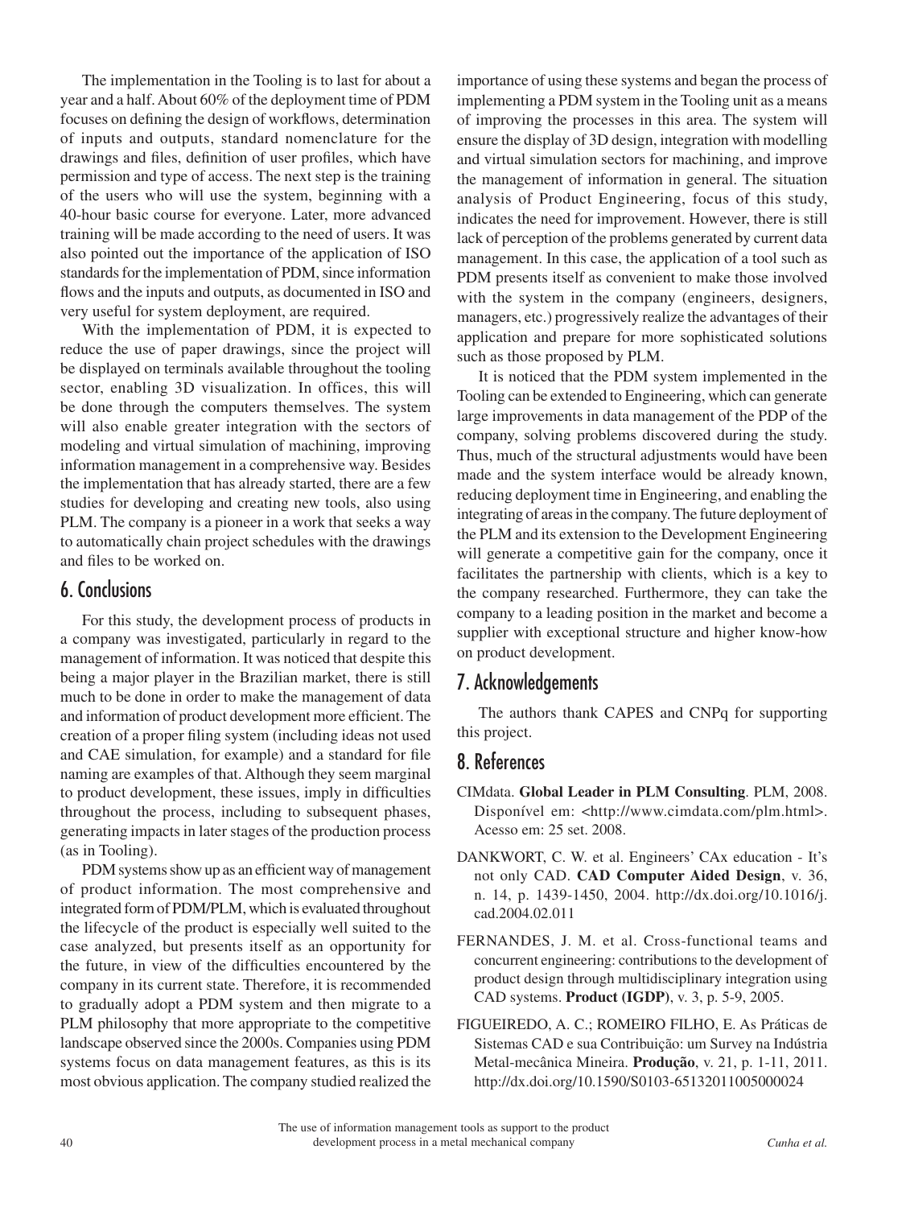The implementation in the Tooling is to last for about a year and a half. About 60% of the deployment time of PDM focuses on defining the design of workflows, determination of inputs and outputs, standard nomenclature for the drawings and files, definition of user profiles, which have permission and type of access. The next step is the training of the users who will use the system, beginning with a 40-hour basic course for everyone. Later, more advanced training will be made according to the need of users. It was also pointed out the importance of the application of ISO standards for the implementation of PDM, since information flows and the inputs and outputs, as documented in ISO and very useful for system deployment, are required.

With the implementation of PDM, it is expected to reduce the use of paper drawings, since the project will be displayed on terminals available throughout the tooling sector, enabling 3D visualization. In offices, this will be done through the computers themselves. The system will also enable greater integration with the sectors of modeling and virtual simulation of machining, improving information management in a comprehensive way. Besides the implementation that has already started, there are a few studies for developing and creating new tools, also using PLM. The company is a pioneer in a work that seeks a way to automatically chain project schedules with the drawings and files to be worked on.

## 6. Conclusions

For this study, the development process of products in a company was investigated, particularly in regard to the management of information. It was noticed that despite this being a major player in the Brazilian market, there is still much to be done in order to make the management of data and information of product development more efficient. The creation of a proper filing system (including ideas not used and CAE simulation, for example) and a standard for file naming are examples of that. Although they seem marginal to product development, these issues, imply in difficulties throughout the process, including to subsequent phases, generating impacts in later stages of the production process (as in Tooling).

PDM systems show up as an efficient way of management of product information. The most comprehensive and integrated form of PDM/PLM, which is evaluated throughout the lifecycle of the product is especially well suited to the case analyzed, but presents itself as an opportunity for the future, in view of the difficulties encountered by the company in its current state. Therefore, it is recommended to gradually adopt a PDM system and then migrate to a PLM philosophy that more appropriate to the competitive landscape observed since the 2000s. Companies using PDM systems focus on data management features, as this is its most obvious application. The company studied realized the importance of using these systems and began the process of implementing a PDM system in the Tooling unit as a means of improving the processes in this area. The system will ensure the display of 3D design, integration with modelling and virtual simulation sectors for machining, and improve the management of information in general. The situation analysis of Product Engineering, focus of this study, indicates the need for improvement. However, there is still lack of perception of the problems generated by current data management. In this case, the application of a tool such as PDM presents itself as convenient to make those involved with the system in the company (engineers, designers, managers, etc.) progressively realize the advantages of their application and prepare for more sophisticated solutions such as those proposed by PLM.

It is noticed that the PDM system implemented in the Tooling can be extended to Engineering, which can generate large improvements in data management of the PDP of the company, solving problems discovered during the study. Thus, much of the structural adjustments would have been made and the system interface would be already known, reducing deployment time in Engineering, and enabling the integrating of areas in the company. The future deployment of the PLM and its extension to the Development Engineering will generate a competitive gain for the company, once it facilitates the partnership with clients, which is a key to the company researched. Furthermore, they can take the company to a leading position in the market and become a supplier with exceptional structure and higher know-how on product development.

## 7. Acknowledgements

The authors thank CAPES and CNPq for supporting this project.

## 8. References

CIMdata. **Global Leader in PLM Consulting**. PLM, 2008. Disponível em: <http://www.cimdata.com/plm.html>. Acesso em: 25 set. 2008.

DANKWORT, C. W. et al. Engineers' CAx education - It's not only CAD. **CAD Computer Aided Design**, v. 36, n. 14, p. 1439-1450, 2004. http://dx.doi.org/10.1016/j.cad.2004.02.011

FERNANDES, J. M. et al. Cross-functional teams and concurrent engineering: contributions to the development of product design through multidisciplinary integration using CAD systems. **Product (IGDP)**, v. 3, p. 5-9, 2005.

FIGUEIREDO, A. C.; ROMEIRO FILHO, E. As Práticas de Sistemas CAD e sua Contribuição: um Survey na Indústria Metal-mecânica Mineira. **Produção**, v. 21, p. 1-11, 2011. http://dx.doi.org/10.1590/S0103-65132011005000024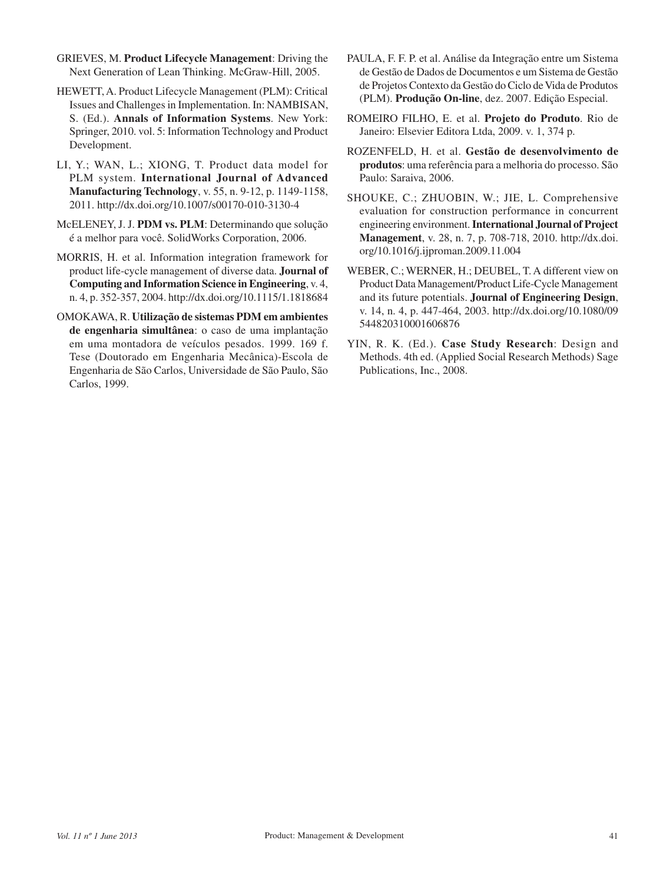GRIEVES, M. **Product Lifecycle Management**: Driving the Next Generation of Lean Thinking. McGraw-Hill, 2005.

HEWETT, A. Product Lifecycle Management (PLM): Critical Issues and Challenges in Implementation. In: NAMBISAN, S. (Ed.). **Annals of Information Systems**. New York: Springer, 2010. vol. 5: Information Technology and Product Development.

LI, Y.; WAN, L.; XIONG, T. Product data model for PLM system. **International Journal of Advanced Manufacturing Technology**, v. 55, n. 9-12, p. 1149-1158, 2011. http://dx.doi.org/10.1007/s00170-010-3130-4

McELENEY, J. J. **PDM vs. PLM**: Determinando que solução é a melhor para você. SolidWorks Corporation, 2006.

MORRIS, H. et al. Information integration framework for product life-cycle management of diverse data. **Journal of Computing and Information Science in Engineering**, v. 4, n. 4, p. 352-357, 2004. http://dx.doi.org/10.1115/1.1818684

OMOKAWA, R. **Utilização de sistemas PDM em ambientes de engenharia simultânea**: o caso de uma implantação em uma montadora de veículos pesados. 1999. 169 f. Tese (Doutorado em Engenharia Mecânica)-Escola de Engenharia de São Carlos, Universidade de São Paulo, São Carlos, 1999.

PAULA, F. F. P. et al. Análise da Integração entre um Sistema de Gestão de Dados de Documentos e um Sistema de Gestão de Projetos Contexto da Gestão do Ciclo de Vida de Produtos (PLM). **Produção On-line**, dez. 2007. Edição Especial.

ROMEIRO FILHO, E. et al. **Projeto do Produto**. Rio de Janeiro: Elsevier Editora Ltda, 2009. v. 1, 374 p.

ROZENFELD, H. et al. **Gestão de desenvolvimento de produtos**: uma referência para a melhoria do processo. São Paulo: Saraiva, 2006.

SHOUKE, C.; ZHUOBIN, W.; JIE, L. Comprehensive evaluation for construction performance in concurrent engineering environment. **International Journal of Project Management**, v. 28, n. 7, p. 708-718, 2010. http://dx.doi.org/10.1016/j.ijproman.2009.11.004

WEBER, C.; WERNER, H.; DEUBEL, T. A different view on Product Data Management/Product Life-Cycle Management and its future potentials. **Journal of Engineering Design**, v. 14, n. 4, p. 447-464, 2003. http://dx.doi.org/10.1080/09544820310001606876

YIN, R. K. (Ed.). **Case Study Research**: Design and Methods. 4th ed. (Applied Social Research Methods) Sage Publications, Inc., 2008.